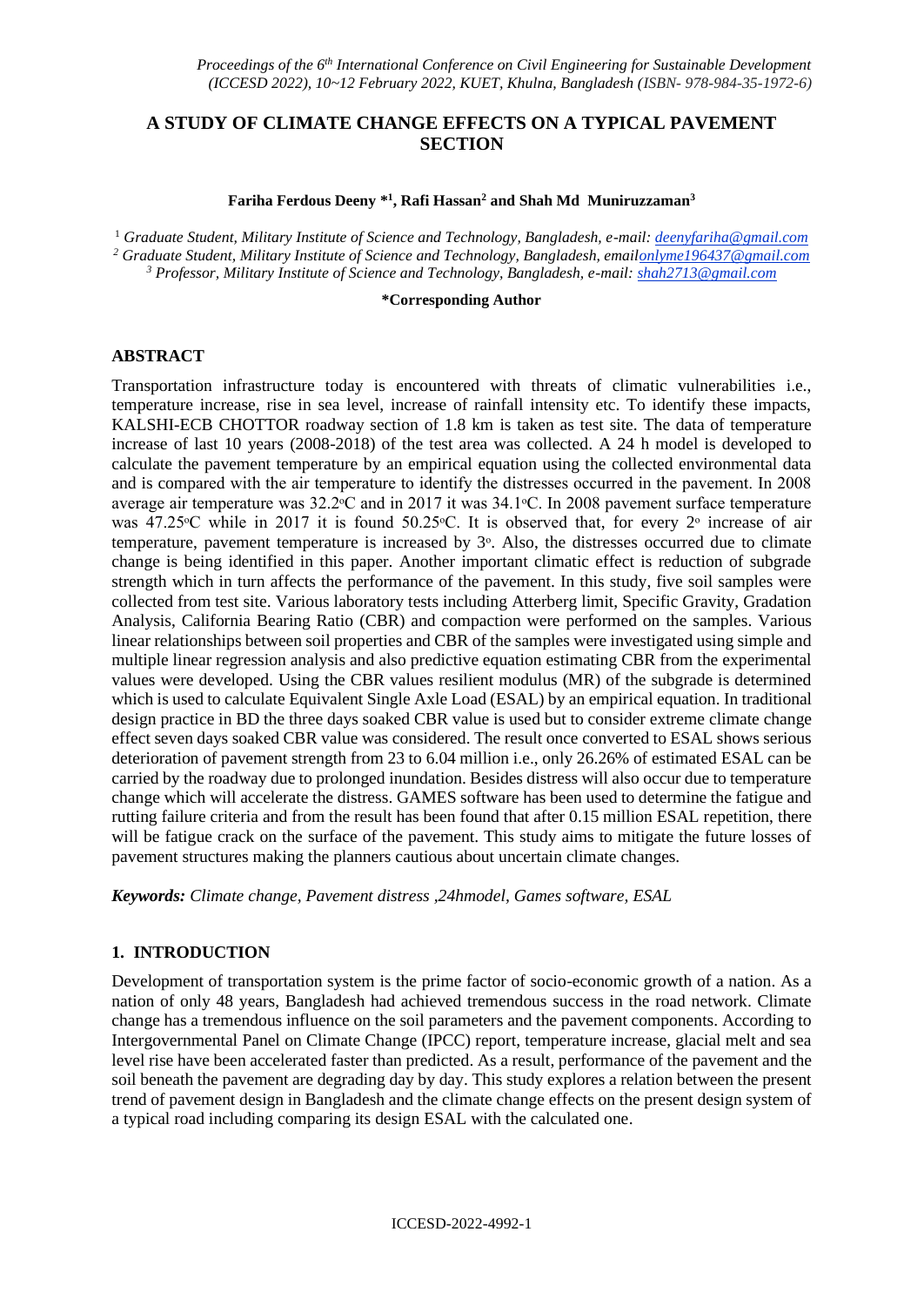# A STUDY OF CLIMATE CHANGE EFFECTS ON A TYPICAL PAVEMENT SECTION

**Fariha Ferdous Deeny \*[1], Rafi Hassan[2] and Shah Md Muniruzzaman[3]**

[1] *Graduate Student, Military Institute of Science and Technology, Bangladesh, e-mail: deenyfariha@gmail.com*

[2] *Graduate Student, Military Institute of Science and Technology, Bangladesh, emailonlyme196437@gmail.com*

[3] *Professor, Military Institute of Science and Technology, Bangladesh, e-mail: shah2713@gmail.com*

**\*Corresponding Author**

## ABSTRACT

Transportation infrastructure today is encountered with threats of climatic vulnerabilities i.e., temperature increase, rise in sea level, increase of rainfall intensity etc. To identify these impacts, KALSHI-ECB CHOTTOR roadway section of 1.8 km is taken as test site. The data of temperature increase of last 10 years (2008-2018) of the test area was collected. A 24 h model is developed to calculate the pavement temperature by an empirical equation using the collected environmental data and is compared with the air temperature to identify the distresses occurred in the pavement. In 2008 average air temperature was 32.2°C and in 2017 it was 34.1°C. In 2008 pavement surface temperature was 47.25°C while in 2017 it is found 50.25°C. It is observed that, for every 2° increase of air temperature, pavement temperature is increased by 3°. Also, the distresses occurred due to climate change is being identified in this paper. Another important climatic effect is reduction of subgrade strength which in turn affects the performance of the pavement. In this study, five soil samples were collected from test site. Various laboratory tests including Atterberg limit, Specific Gravity, Gradation Analysis, California Bearing Ratio (CBR) and compaction were performed on the samples. Various linear relationships between soil properties and CBR of the samples were investigated using simple and multiple linear regression analysis and also predictive equation estimating CBR from the experimental values were developed. Using the CBR values resilient modulus (MR) of the subgrade is determined which is used to calculate Equivalent Single Axle Load (ESAL) by an empirical equation. In traditional design practice in BD the three days soaked CBR value is used but to consider extreme climate change effect seven days soaked CBR value was considered. The result once converted to ESAL shows serious deterioration of pavement strength from 23 to 6.04 million i.e., only 26.26% of estimated ESAL can be carried by the roadway due to prolonged inundation. Besides distress will also occur due to temperature change which will accelerate the distress. GAMES software has been used to determine the fatigue and rutting failure criteria and from the result has been found that after 0.15 million ESAL repetition, there will be fatigue crack on the surface of the pavement. This study aims to mitigate the future losses of pavement structures making the planners cautious about uncertain climate changes.

***Keywords:*** *Climate change, Pavement distress ,24hmodel, Games software, ESAL*

## 1. INTRODUCTION

Development of transportation system is the prime factor of socio-economic growth of a nation. As a nation of only 48 years, Bangladesh had achieved tremendous success in the road network. Climate change has a tremendous influence on the soil parameters and the pavement components. According to Intergovernmental Panel on Climate Change (IPCC) report, temperature increase, glacial melt and sea level rise have been accelerated faster than predicted. As a result, performance of the pavement and the soil beneath the pavement are degrading day by day. This study explores a relation between the present trend of pavement design in Bangladesh and the climate change effects on the present design system of a typical road including comparing its design ESAL with the calculated one.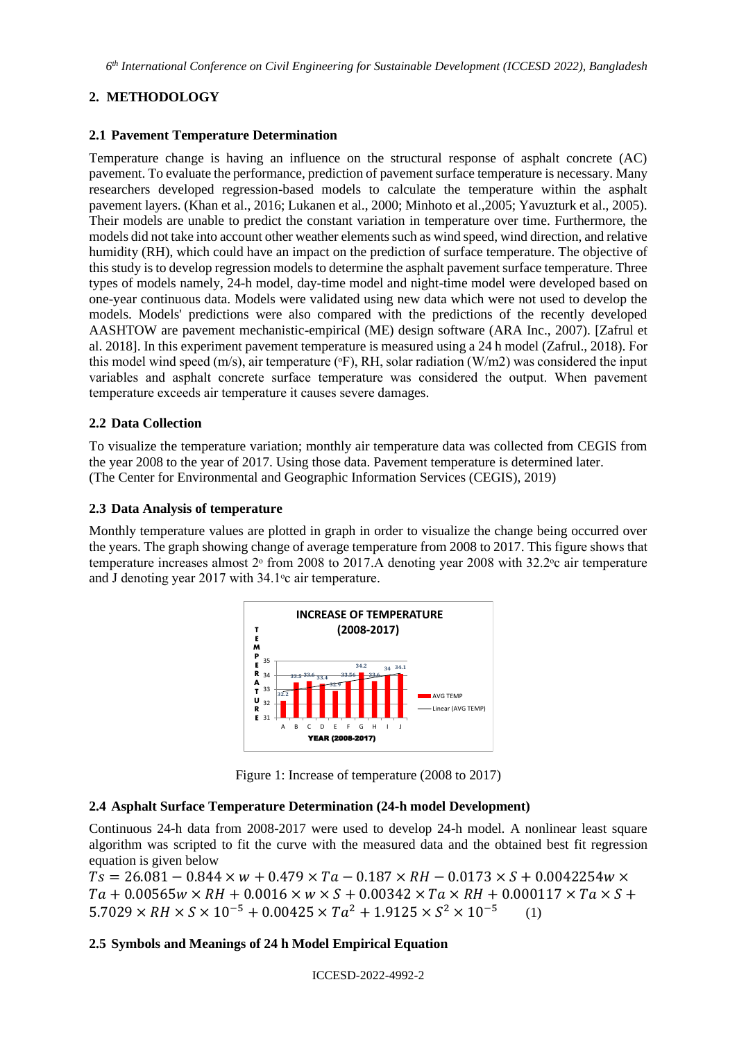## 2. METHODOLOGY

### 2.1 Pavement Temperature Determination

Temperature change is having an influence on the structural response of asphalt concrete (AC) pavement. To evaluate the performance, prediction of pavement surface temperature is necessary. Many researchers developed regression-based models to calculate the temperature within the asphalt pavement layers. (Khan et al., 2016; Lukanen et al., 2000; Minhoto et al.,2005; Yavuzturk et al., 2005). Their models are unable to predict the constant variation in temperature over time. Furthermore, the models did not take into account other weather elements such as wind speed, wind direction, and relative humidity (RH), which could have an impact on the prediction of surface temperature. The objective of this study is to develop regression models to determine the asphalt pavement surface temperature. Three types of models namely, 24-h model, day-time model and night-time model were developed based on one-year continuous data. Models were validated using new data which were not used to develop the models. Models' predictions were also compared with the predictions of the recently developed AASHTOW are pavement mechanistic-empirical (ME) design software (ARA Inc., 2007). [Zafrul et al. 2018]. In this experiment pavement temperature is measured using a 24 h model (Zafrul., 2018). For this model wind speed (m/s), air temperature (°F), RH, solar radiation (W/m2) was considered the input variables and asphalt concrete surface temperature was considered the output. When pavement temperature exceeds air temperature it causes severe damages.

### 2.2 Data Collection

To visualize the temperature variation; monthly air temperature data was collected from CEGIS from the year 2008 to the year of 2017. Using those data. Pavement temperature is determined later. (The Center for Environmental and Geographic Information Services (CEGIS), 2019)

### 2.3 Data Analysis of temperature

Monthly temperature values are plotted in graph in order to visualize the change being occurred over the years. The graph showing change of average temperature from 2008 to 2017. This figure shows that temperature increases almost 2° from 2008 to 2017.A denoting year 2008 with 32.2°c air temperature and J denoting year 2017 with 34.1°c air temperature.

Figure 1: Increase of temperature (2008 to 2017)

### 2.4 Asphalt Surface Temperature Determination (24-h model Development)

Continuous 24-h data from 2008-2017 were used to develop 24-h model. A nonlinear least square algorithm was scripted to fit the curve with the measured data and the obtained best fit regression equation is given below

$$Ts = 26.081 - 0.844 \times w + 0.479 \times Ta - 0.187 \times RH - 0.0173 \times S + 0.0042254w \times Ta + 0.00565w \times RH + 0.0016 \times w \times S + 0.00342 \times Ta \times RH + 0.000117 \times Ta \times S + 5.7029 \times RH \times S \times 10^{-5} + 0.00425 \times Ta^2 + 1.9125 \times S^2 \times 10^{-5} \quad (1)$$

### 2.5 Symbols and Meanings of 24 h Model Empirical Equation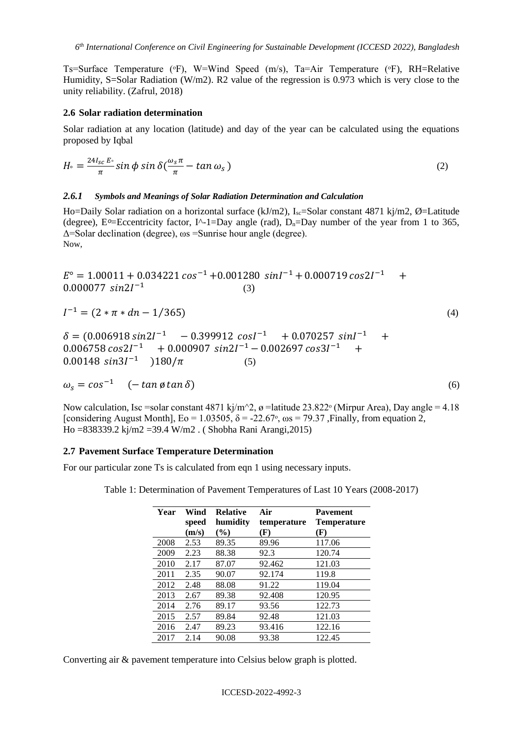Ts=Surface Temperature (°F), W=Wind Speed (m/s), Ta=Air Temperature (°F), RH=Relative Humidity, S=Solar Radiation (W/m2). R2 value of the regression is 0.973 which is very close to the unity reliability. (Zafrul, 2018)

### 2.6 Solar radiation determination

Solar radiation at any location (latitude) and day of the year can be calculated using the equations proposed by Iqbal

$$H_{\circ} = \frac{24 I_{sc}\, E_{\circ}}{\pi} \sin\phi \sin\delta\left(\frac{\omega_s \pi}{\pi} - \tan\omega_s\right) \tag{2}$$

#### *2.6.1 Symbols and Meanings of Solar Radiation Determination and Calculation*

Ho=Daily Solar radiation on a horizontal surface (kJ/m2), $I_{sc}$=Solar constant 4871 kj/m2, Ø=Latitude (degree), E°=Eccentricity factor, I^-1=Day angle (rad), $D_n$=Day number of the year from 1 to 365, Δ=Solar declination (degree), ωs =Sunrise hour angle (degree).
Now,

$$E^{\circ} = 1.00011 + 0.034221\cos^{-1} + 0.001280\ \sin I^{-1} + 0.000719\cos 2I^{-1} + 0.000077\ \sin 2I^{-1} \tag{3}$$

$$I^{-1} = (2 * \pi * dn - 1/365) \tag{4}$$

$$\delta = (0.006918\sin 2I^{-1} - 0.399912\ \cos I^{-1} + 0.070257\ \sin I^{-1} + 0.006758\cos 2I^{-1} + 0.000907\ \sin 2I^{-1} - 0.002697\cos 3I^{-1} + 0.00148\ \sin 3I^{-1})180/\pi \tag{5}$$

$$\omega_s = \cos^{-1}(-\tan\phi\tan\delta) \tag{6}$$

Now calculation, Isc =solar constant 4871 kj/m^2, ø =latitude 23.822° (Mirpur Area), Day angle = 4.18 [considering August Month], Eo = 1.03505, δ = -22.67°, ωs = 79.37 ,Finally, from equation 2, Ho =838339.2 kj/m2 =39.4 W/m2 . ( Shobha Rani Arangi,2015)

### 2.7 Pavement Surface Temperature Determination

For our particular zone Ts is calculated from eqn 1 using necessary inputs.

Table 1: Determination of Pavement Temperatures of Last 10 Years (2008-2017)

| Year | Wind speed (m/s) | Relative humidity (%) | Air temperature (F) | Pavement Temperature (F) |
|---|---|---|---|---|
| 2008 | 2.53 | 89.35 | 89.96 | 117.06 |
| 2009 | 2.23 | 88.38 | 92.3 | 120.74 |
| 2010 | 2.17 | 87.07 | 92.462 | 121.03 |
| 2011 | 2.35 | 90.07 | 92.174 | 119.8 |
| 2012 | 2.48 | 88.08 | 91.22 | 119.04 |
| 2013 | 2.67 | 89.38 | 92.408 | 120.95 |
| 2014 | 2.76 | 89.17 | 93.56 | 122.73 |
| 2015 | 2.57 | 89.84 | 92.48 | 121.03 |
| 2016 | 2.47 | 89.23 | 93.416 | 122.16 |
| 2017 | 2.14 | 90.08 | 93.38 | 122.45 |

Converting air & pavement temperature into Celsius below graph is plotted.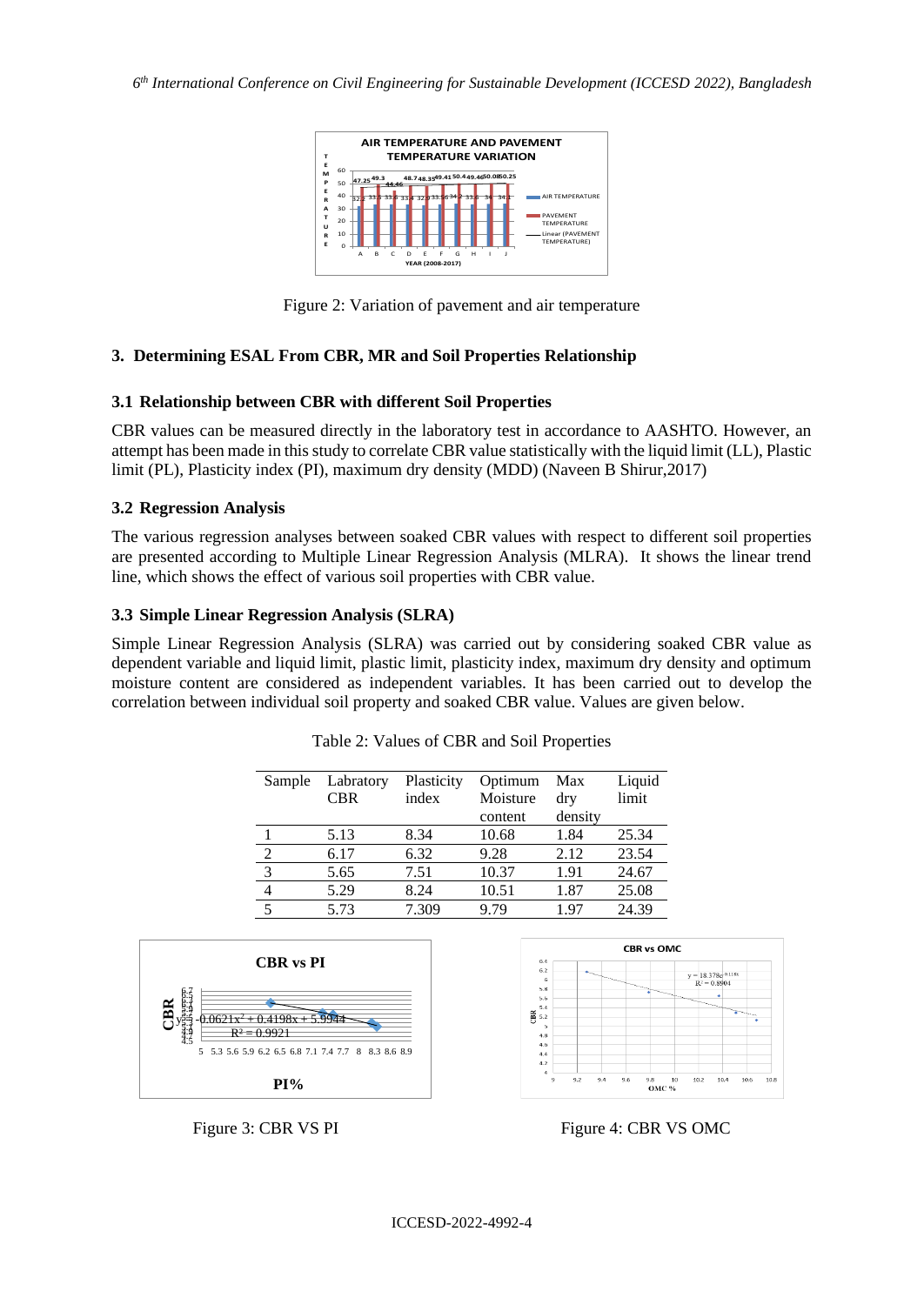Figure 2: Variation of pavement and air temperature

## 3. Determining ESAL From CBR, MR and Soil Properties Relationship

### 3.1 Relationship between CBR with different Soil Properties

CBR values can be measured directly in the laboratory test in accordance to AASHTO. However, an attempt has been made in this study to correlate CBR value statistically with the liquid limit (LL), Plastic limit (PL), Plasticity index (PI), maximum dry density (MDD) (Naveen B Shirur,2017)

### 3.2 Regression Analysis

The various regression analyses between soaked CBR values with respect to different soil properties are presented according to Multiple Linear Regression Analysis (MLRA). It shows the linear trend line, which shows the effect of various soil properties with CBR value.

### 3.3 Simple Linear Regression Analysis (SLRA)

Simple Linear Regression Analysis (SLRA) was carried out by considering soaked CBR value as dependent variable and liquid limit, plastic limit, plasticity index, maximum dry density and optimum moisture content are considered as independent variables. It has been carried out to develop the correlation between individual soil property and soaked CBR value. Values are given below.

Table 2: Values of CBR and Soil Properties

| Sample | Labratory CBR | Plasticity index | Optimum Moisture content | Max dry density | Liquid limit |
|---|---|---|---|---|---|
| 1 | 5.13 | 8.34 | 10.68 | 1.84 | 25.34 |
| 2 | 6.17 | 6.32 | 9.28 | 2.12 | 23.54 |
| 3 | 5.65 | 7.51 | 10.37 | 1.91 | 24.67 |
| 4 | 5.29 | 8.24 | 10.51 | 1.87 | 25.08 |
| 5 | 5.73 | 7.309 | 9.79 | 1.97 | 24.39 |

Figure 3: CBR VS PI

Figure 4: CBR VS OMC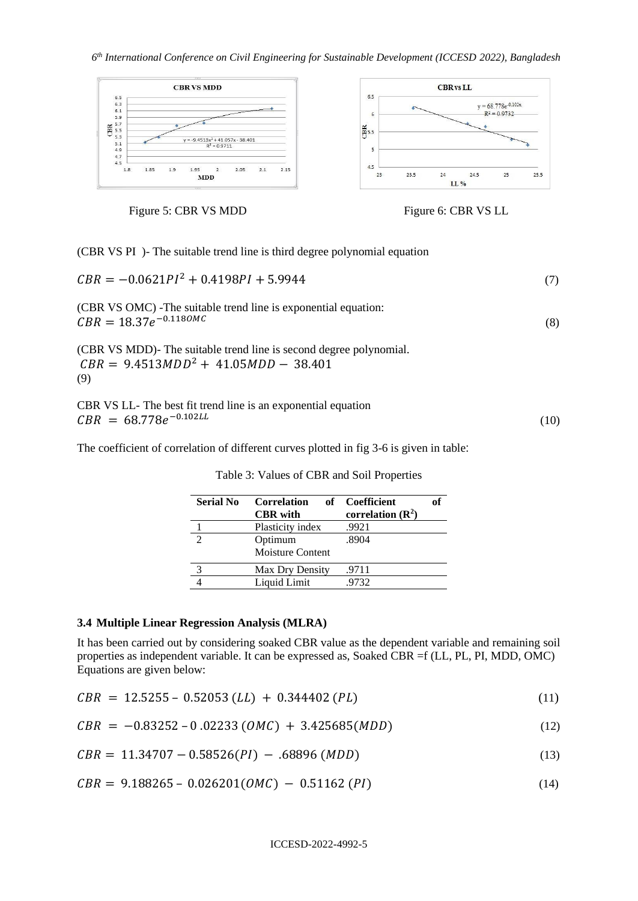Figure 5: CBR VS MDD

Figure 6: CBR VS LL

(CBR VS PI )- The suitable trend line is third degree polynomial equation

$$CBR = -0.0621PI^2 + 0.4198PI + 5.9944 \tag{7}$$

(CBR VS OMC) -The suitable trend line is exponential equation:

$$CBR = 18.37e^{-0.118OMC} \tag{8}$$

(CBR VS MDD)- The suitable trend line is second degree polynomial.

$$CBR = 9.4513MDD^2 + 41.05MDD - 38.401 \tag{9}$$

CBR VS LL- The best fit trend line is an exponential equation

$$CBR = 68.778e^{-0.102LL} \tag{10}$$

The coefficient of correlation of different curves plotted in fig 3-6 is given in table:

Table 3: Values of CBR and Soil Properties

| Serial No | Correlation of CBR with | Coefficient of correlation ($R^2$) |
|---|---|---|
| 1 | Plasticity index | .9921 |
| 2 | Optimum Moisture Content | .8904 |
| 3 | Max Dry Density | .9711 |
| 4 | Liquid Limit | .9732 |

### 3.4 Multiple Linear Regression Analysis (MLRA)

It has been carried out by considering soaked CBR value as the dependent variable and remaining soil properties as independent variable. It can be expressed as, Soaked CBR =f (LL, PL, PI, MDD, OMC) Equations are given below:

$$CBR = 12.5255 - 0.52053\,(LL) + 0.344402\,(PL) \tag{11}$$

$$CBR = -0.83252 - 0.02233\,(OMC) + 3.425685(MDD) \tag{12}$$

$$CBR = 11.34707 - 0.58526(PI) - .68896\,(MDD) \tag{13}$$

$$CBR = 9.188265 - 0.026201(OMC) - 0.51162\,(PI) \tag{14}$$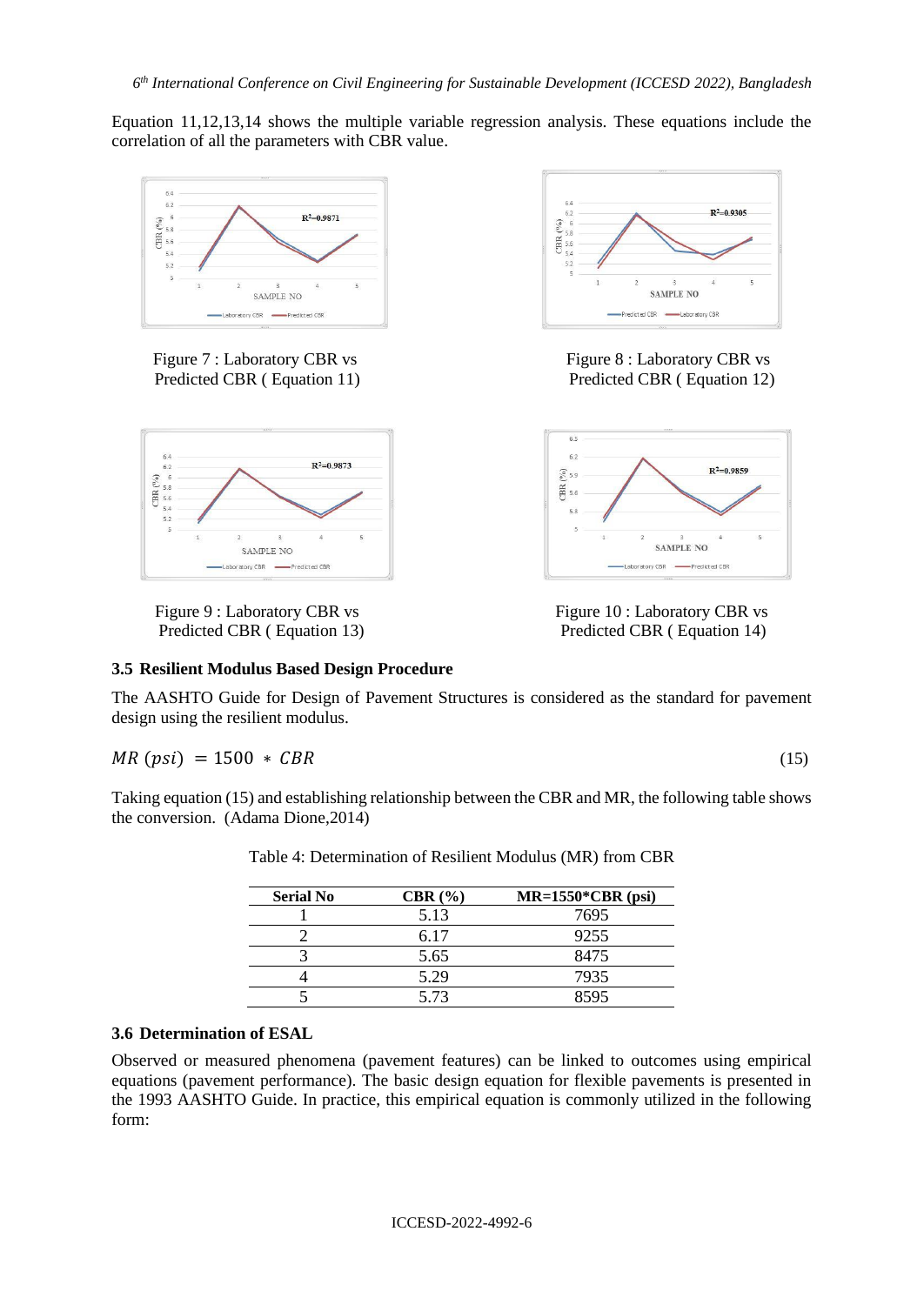Equation 11,12,13,14 shows the multiple variable regression analysis. These equations include the correlation of all the parameters with CBR value.

Figure 7 : Laboratory CBR vs Predicted CBR ( Equation 11)

Figure 8 : Laboratory CBR vs Predicted CBR ( Equation 12)

Figure 9 : Laboratory CBR vs Predicted CBR ( Equation 13)

Figure 10 : Laboratory CBR vs Predicted CBR ( Equation 14)

### 3.5 Resilient Modulus Based Design Procedure

The AASHTO Guide for Design of Pavement Structures is considered as the standard for pavement design using the resilient modulus.

$$MR\ (psi) = 1500 * CBR \tag{15}$$

Taking equation (15) and establishing relationship between the CBR and MR, the following table shows the conversion. (Adama Dione,2014)

Table 4: Determination of Resilient Modulus (MR) from CBR

| Serial No | CBR (%) | MR=1550*CBR (psi) |
|---|---|---|
| 1 | 5.13 | 7695 |
| 2 | 6.17 | 9255 |
| 3 | 5.65 | 8475 |
| 4 | 5.29 | 7935 |
| 5 | 5.73 | 8595 |

### 3.6 Determination of ESAL

Observed or measured phenomena (pavement features) can be linked to outcomes using empirical equations (pavement performance). The basic design equation for flexible pavements is presented in the 1993 AASHTO Guide. In practice, this empirical equation is commonly utilized in the following form: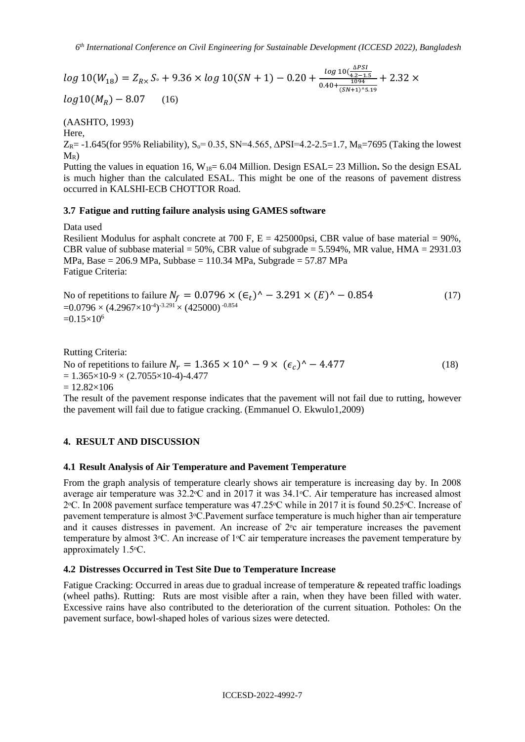$$log\,10(W_{18}) = Z_{R\times}S_{\circ} + 9.36 \times log\,10(SN+1) - 0.20 + \frac{log\,10(\frac{\Delta PSI}{4.2-1.5}}{0.40+\frac{1094}{(SN+1)^{\wedge}5.19}} + 2.32 \times log10(M_R) - 8.07 \qquad (16)$$

(AASHTO, 1993)

Here,

$Z_R$= -1.645(for 95% Reliability), $S_o$= 0.35, SN=4.565, ΔPSI=4.2-2.5=1.7, $M_R$=7695 (Taking the lowest $M_R$)

Putting the values in equation 16, $W_{18}$= 6.04 Million. Design ESAL= 23 Million**.** So the design ESAL is much higher than the calculated ESAL. This might be one of the reasons of pavement distress occurred in KALSHI-ECB CHOTTOR Road.

### 3.7 Fatigue and rutting failure analysis using GAMES software

Data used

Resilient Modulus for asphalt concrete at 700 F, E = 425000psi, CBR value of base material = 90%, CBR value of subbase material = 50%, CBR value of subgrade = 5.594%, MR value, HMA = 2931.03 MPa, Base = 206.9 MPa, Subbase = 110.34 MPa, Subgrade = 57.87 MPa

Fatigue Criteria:

No of repetitions to failure $N_f = 0.0796 \times (\in_t)^{\wedge} - 3.291 \times (E)^{\wedge} - 0.854$ (17)

$=0.0796 \times (4.2967\times10^{-4})^{-3.291} \times (425000)^{-0.854}$

$=0.15\times10^{6}$

Rutting Criteria:

No of repetitions to failure $N_r = 1.365 \times 10^{\wedge} - 9 \times (\epsilon_c)^{\wedge} - 4.477$ (18)

= 1.365×10-9 × (2.7055×10-4)-4.477

= 12.82×106

The result of the pavement response indicates that the pavement will not fail due to rutting, however the pavement will fail due to fatigue cracking. (Emmanuel O. Ekwulo1,2009)

## 4. RESULT AND DISCUSSION

### 4.1 Result Analysis of Air Temperature and Pavement Temperature

From the graph analysis of temperature clearly shows air temperature is increasing day by. In 2008 average air temperature was 32.2°C and in 2017 it was 34.1°C. Air temperature has increased almost 2°C. In 2008 pavement surface temperature was 47.25°C while in 2017 it is found 50.25°C. Increase of pavement temperature is almost 3°C.Pavement surface temperature is much higher than air temperature and it causes distresses in pavement. An increase of 2°c air temperature increases the pavement temperature by almost 3°C. An increase of 1°C air temperature increases the pavement temperature by approximately 1.5°C.

### 4.2 Distresses Occurred in Test Site Due to Temperature Increase

Fatigue Cracking: Occurred in areas due to gradual increase of temperature & repeated traffic loadings (wheel paths). Rutting: Ruts are most visible after a rain, when they have been filled with water. Excessive rains have also contributed to the deterioration of the current situation. Potholes: On the pavement surface, bowl-shaped holes of various sizes were detected.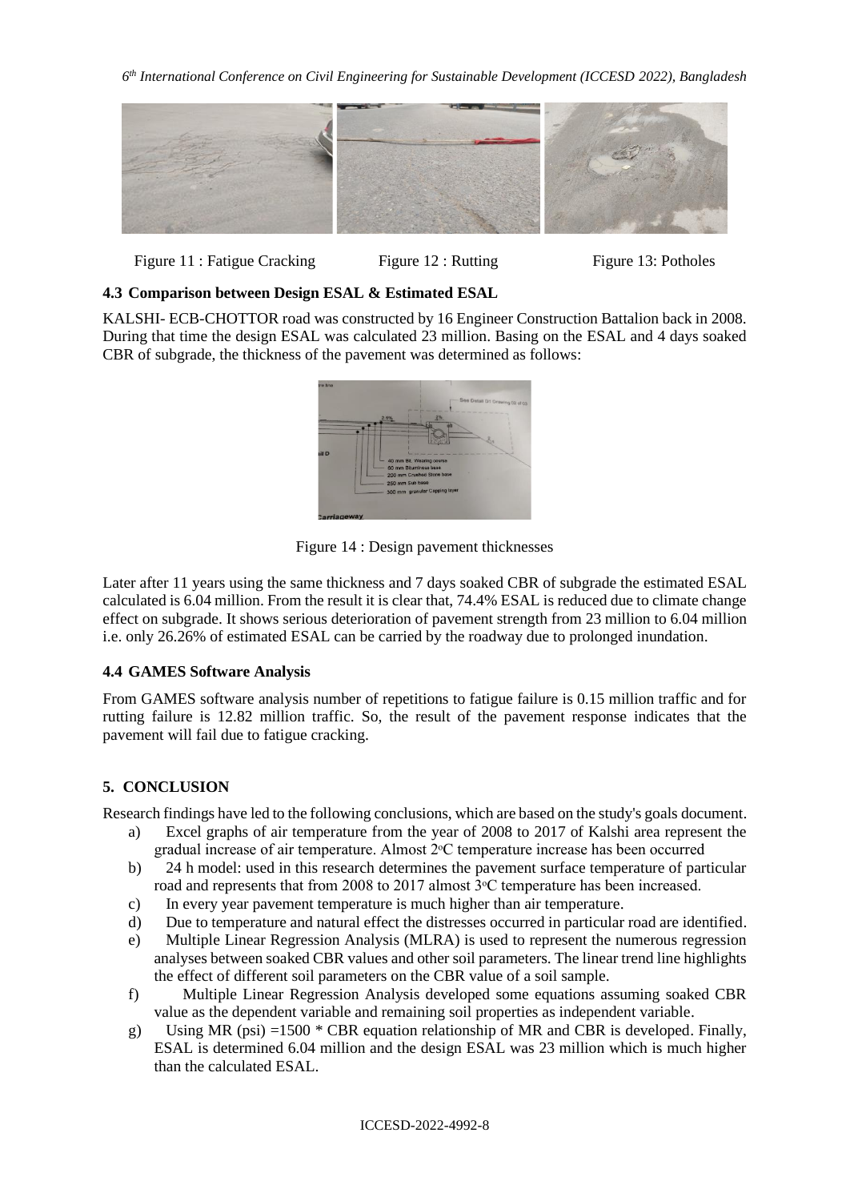Figure 11 : Fatigue Cracking Figure 12 : Rutting Figure 13: Potholes

### 4.3 Comparison between Design ESAL & Estimated ESAL

KALSHI- ECB-CHOTTOR road was constructed by 16 Engineer Construction Battalion back in 2008. During that time the design ESAL was calculated 23 million. Basing on the ESAL and 4 days soaked CBR of subgrade, the thickness of the pavement was determined as follows:

Figure 14 : Design pavement thicknesses

Later after 11 years using the same thickness and 7 days soaked CBR of subgrade the estimated ESAL calculated is 6.04 million. From the result it is clear that, 74.4% ESAL is reduced due to climate change effect on subgrade. It shows serious deterioration of pavement strength from 23 million to 6.04 million i.e. only 26.26% of estimated ESAL can be carried by the roadway due to prolonged inundation.

### 4.4 GAMES Software Analysis

From GAMES software analysis number of repetitions to fatigue failure is 0.15 million traffic and for rutting failure is 12.82 million traffic. So, the result of the pavement response indicates that the pavement will fail due to fatigue cracking.

## 5. CONCLUSION

Research findings have led to the following conclusions, which are based on the study's goals document.

a) Excel graphs of air temperature from the year of 2008 to 2017 of Kalshi area represent the gradual increase of air temperature. Almost 2°C temperature increase has been occurred
b) 24 h model: used in this research determines the pavement surface temperature of particular road and represents that from 2008 to 2017 almost 3°C temperature has been increased.
c) In every year pavement temperature is much higher than air temperature.
d) Due to temperature and natural effect the distresses occurred in particular road are identified.
e) Multiple Linear Regression Analysis (MLRA) is used to represent the numerous regression analyses between soaked CBR values and other soil parameters. The linear trend line highlights the effect of different soil parameters on the CBR value of a soil sample.
f) Multiple Linear Regression Analysis developed some equations assuming soaked CBR value as the dependent variable and remaining soil properties as independent variable.
g) Using MR (psi) =1500 * CBR equation relationship of MR and CBR is developed. Finally, ESAL is determined 6.04 million and the design ESAL was 23 million which is much higher than the calculated ESAL.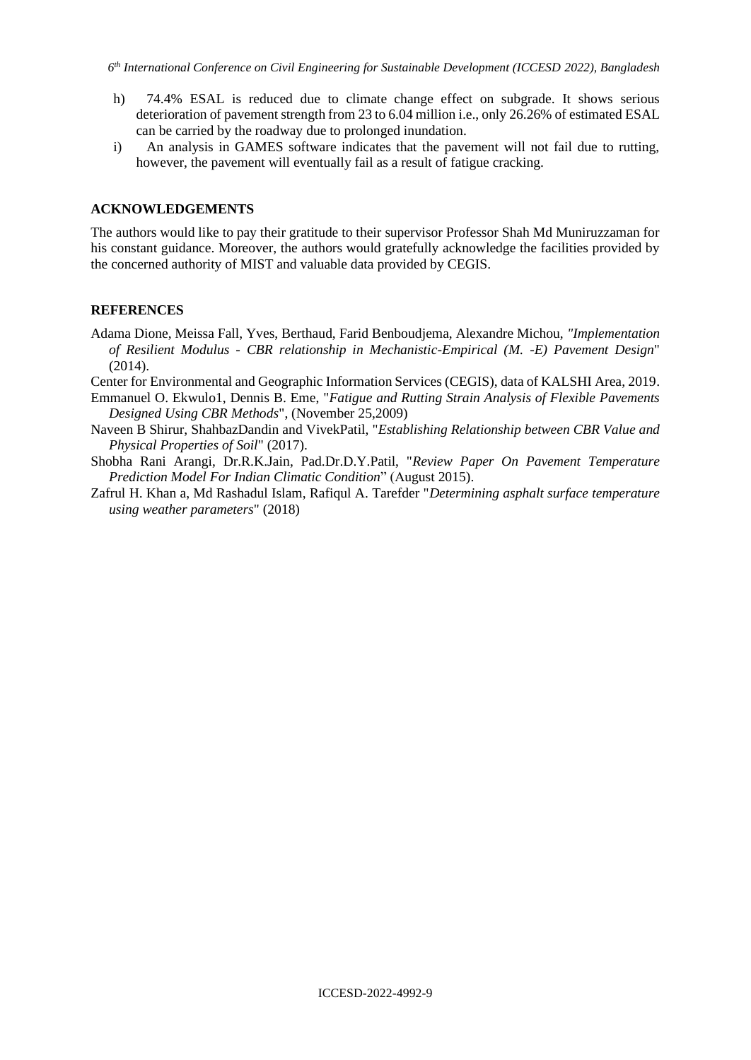h) 74.4% ESAL is reduced due to climate change effect on subgrade. It shows serious deterioration of pavement strength from 23 to 6.04 million i.e., only 26.26% of estimated ESAL can be carried by the roadway due to prolonged inundation.

i) An analysis in GAMES software indicates that the pavement will not fail due to rutting, however, the pavement will eventually fail as a result of fatigue cracking.

## ACKNOWLEDGEMENTS

The authors would like to pay their gratitude to their supervisor Professor Shah Md Muniruzzaman for his constant guidance. Moreover, the authors would gratefully acknowledge the facilities provided by the concerned authority of MIST and valuable data provided by CEGIS.

## REFERENCES

Adama Dione, Meissa Fall, Yves, Berthaud, Farid Benboudjema, Alexandre Michou, *"Implementation of Resilient Modulus - CBR relationship in Mechanistic-Empirical (M. -E) Pavement Design*" (2014).

Center for Environmental and Geographic Information Services (CEGIS), data of KALSHI Area, 2019.

Emmanuel O. Ekwulo1, Dennis B. Eme, "*Fatigue and Rutting Strain Analysis of Flexible Pavements Designed Using CBR Methods*", (November 25,2009)

Naveen B Shirur, ShahbazDandin and VivekPatil, "*Establishing Relationship between CBR Value and Physical Properties of Soil*" (2017).

Shobha Rani Arangi, Dr.R.K.Jain, Pad.Dr.D.Y.Patil, "*Review Paper On Pavement Temperature Prediction Model For Indian Climatic Condition*" (August 2015).

Zafrul H. Khan a, Md Rashadul Islam, Rafiqul A. Tarefder "*Determining asphalt surface temperature using weather parameters*" (2018)